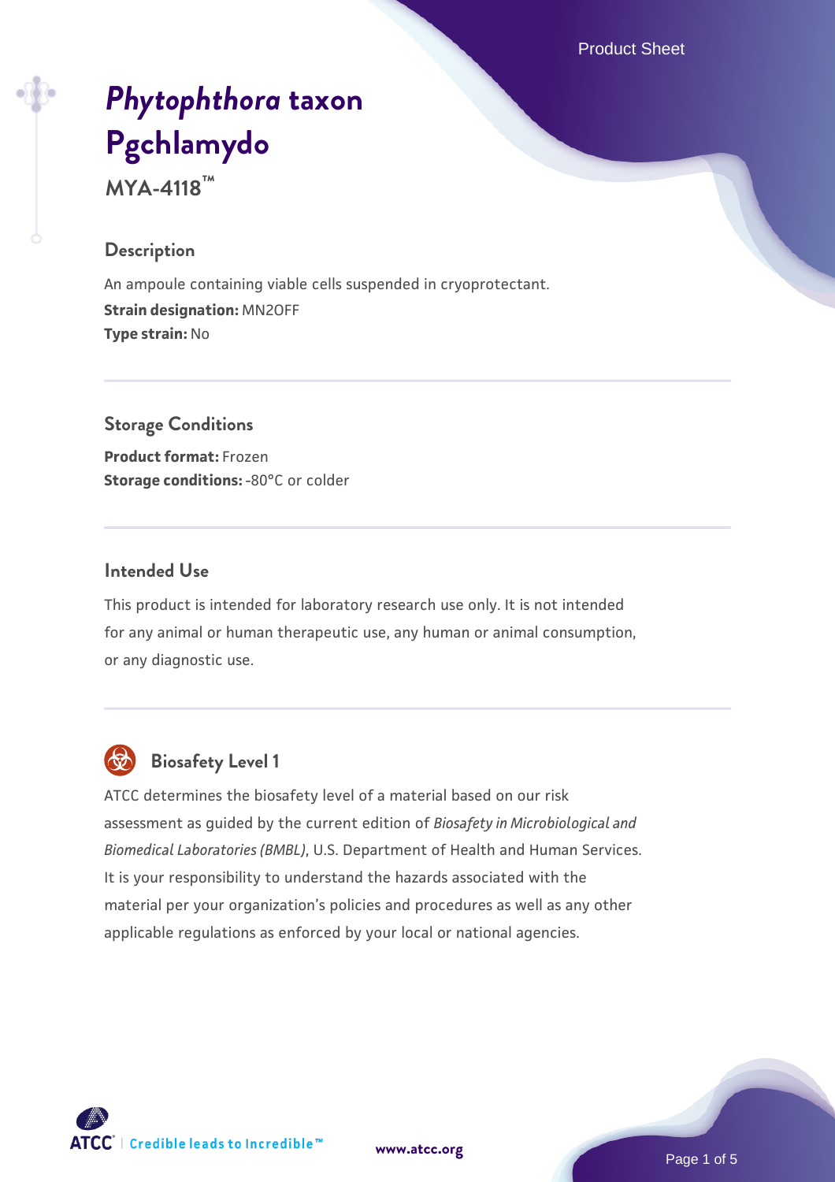# *Phytophthora* taxon Pgchlamydo

**MYA-4118™**

## Description

An ampoule containing viable cells suspended in cryoprotectant.

**Strain designation:** MN2OFF

**Type strain:** No

## Storage Conditions

**Product format:** Frozen

**Storage conditions:** -80°C or colder

## Intended Use

This product is intended for laboratory research use only. It is not intended for any animal or human therapeutic use, any human or animal consumption, or any diagnostic use.

## Biosafety Level 1

ATCC determines the biosafety level of a material based on our risk assessment as guided by the current edition of *Biosafety in Microbiological and Biomedical Laboratories (BMBL)*, U.S. Department of Health and Human Services. It is your responsibility to understand the hazards associated with the material per your organization's policies and procedures as well as any other applicable regulations as enforced by your local or national agencies.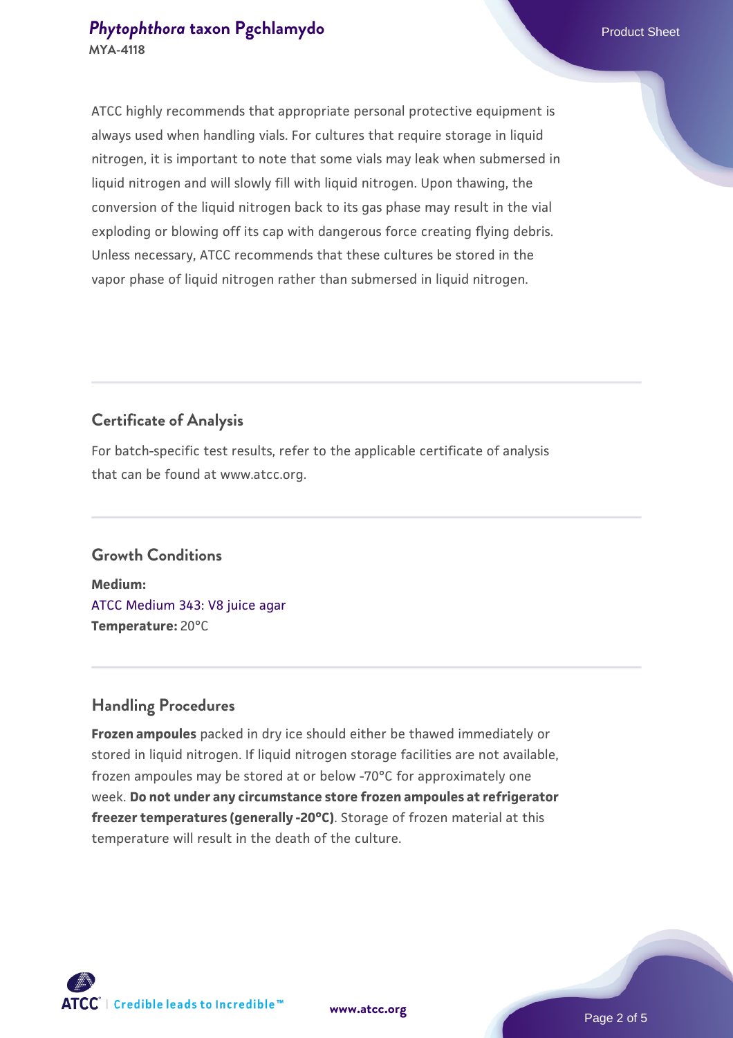ATCC highly recommends that appropriate personal protective equipment is always used when handling vials. For cultures that require storage in liquid nitrogen, it is important to note that some vials may leak when submersed in liquid nitrogen and will slowly fill with liquid nitrogen. Upon thawing, the conversion of the liquid nitrogen back to its gas phase may result in the vial exploding or blowing off its cap with dangerous force creating flying debris. Unless necessary, ATCC recommends that these cultures be stored in the vapor phase of liquid nitrogen rather than submersed in liquid nitrogen.

## Certificate of Analysis

For batch-specific test results, refer to the applicable certificate of analysis that can be found at www.atcc.org.

## Growth Conditions

**Medium:**
ATCC Medium 343: V8 juice agar
**Temperature:** 20°C

## Handling Procedures

**Frozen ampoules** packed in dry ice should either be thawed immediately or stored in liquid nitrogen. If liquid nitrogen storage facilities are not available, frozen ampoules may be stored at or below -70°C for approximately one week. **Do not under any circumstance store frozen ampoules at refrigerator freezer temperatures (generally -20°C)**. Storage of frozen material at this temperature will result in the death of the culture.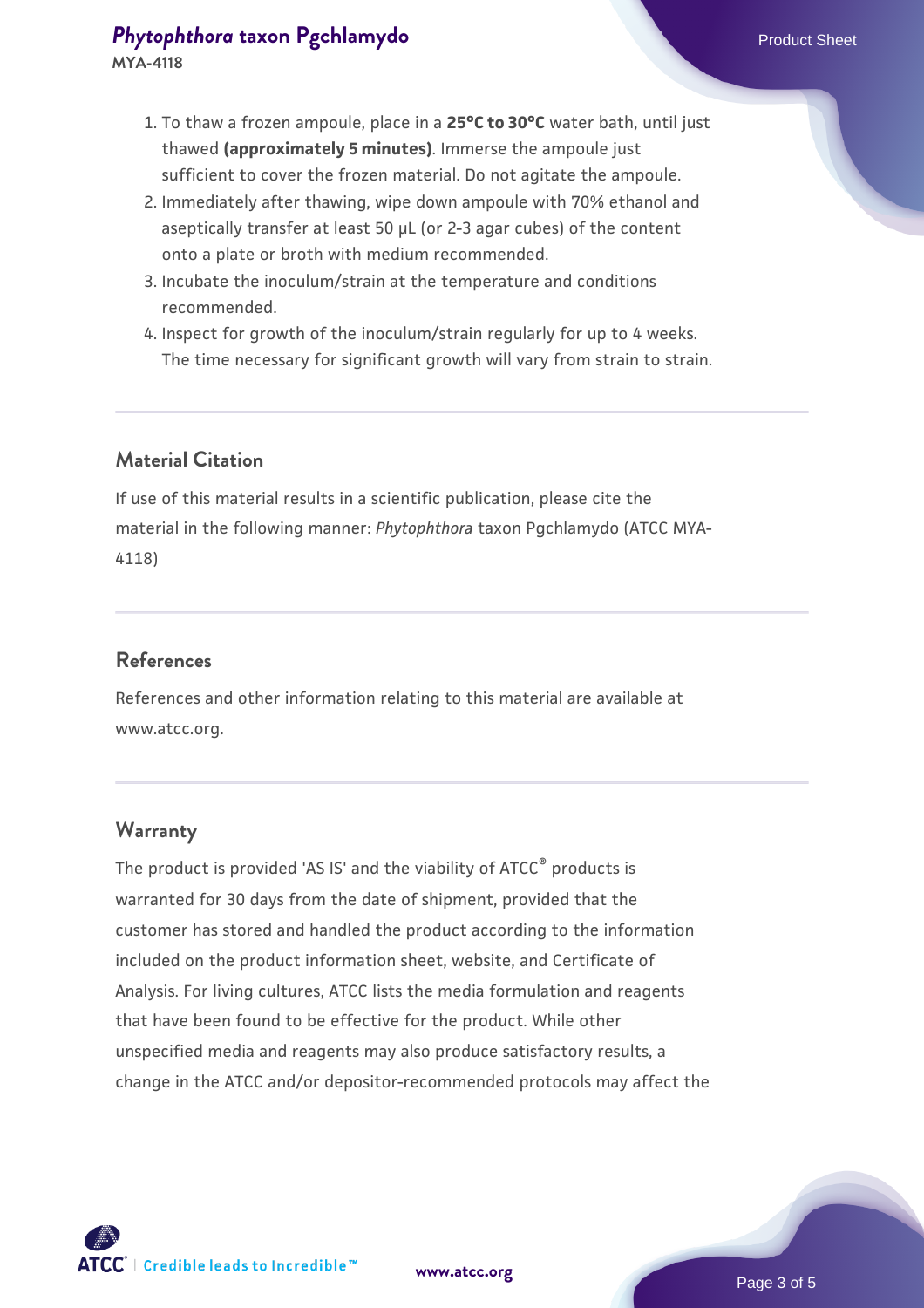1. To thaw a frozen ampoule, place in a **25°C to 30°C** water bath, until just thawed **(approximately 5 minutes)**. Immerse the ampoule just sufficient to cover the frozen material. Do not agitate the ampoule.
2. Immediately after thawing, wipe down ampoule with 70% ethanol and aseptically transfer at least 50 µL (or 2-3 agar cubes) of the content onto a plate or broth with medium recommended.
3. Incubate the inoculum/strain at the temperature and conditions recommended.
4. Inspect for growth of the inoculum/strain regularly for up to 4 weeks. The time necessary for significant growth will vary from strain to strain.

## Material Citation

If use of this material results in a scientific publication, please cite the material in the following manner: *Phytophthora* taxon Pgchlamydo (ATCC MYA-4118)

## References

References and other information relating to this material are available at www.atcc.org.

## Warranty

The product is provided 'AS IS' and the viability of ATCC® products is warranted for 30 days from the date of shipment, provided that the customer has stored and handled the product according to the information included on the product information sheet, website, and Certificate of Analysis. For living cultures, ATCC lists the media formulation and reagents that have been found to be effective for the product. While other unspecified media and reagents may also produce satisfactory results, a change in the ATCC and/or depositor-recommended protocols may affect the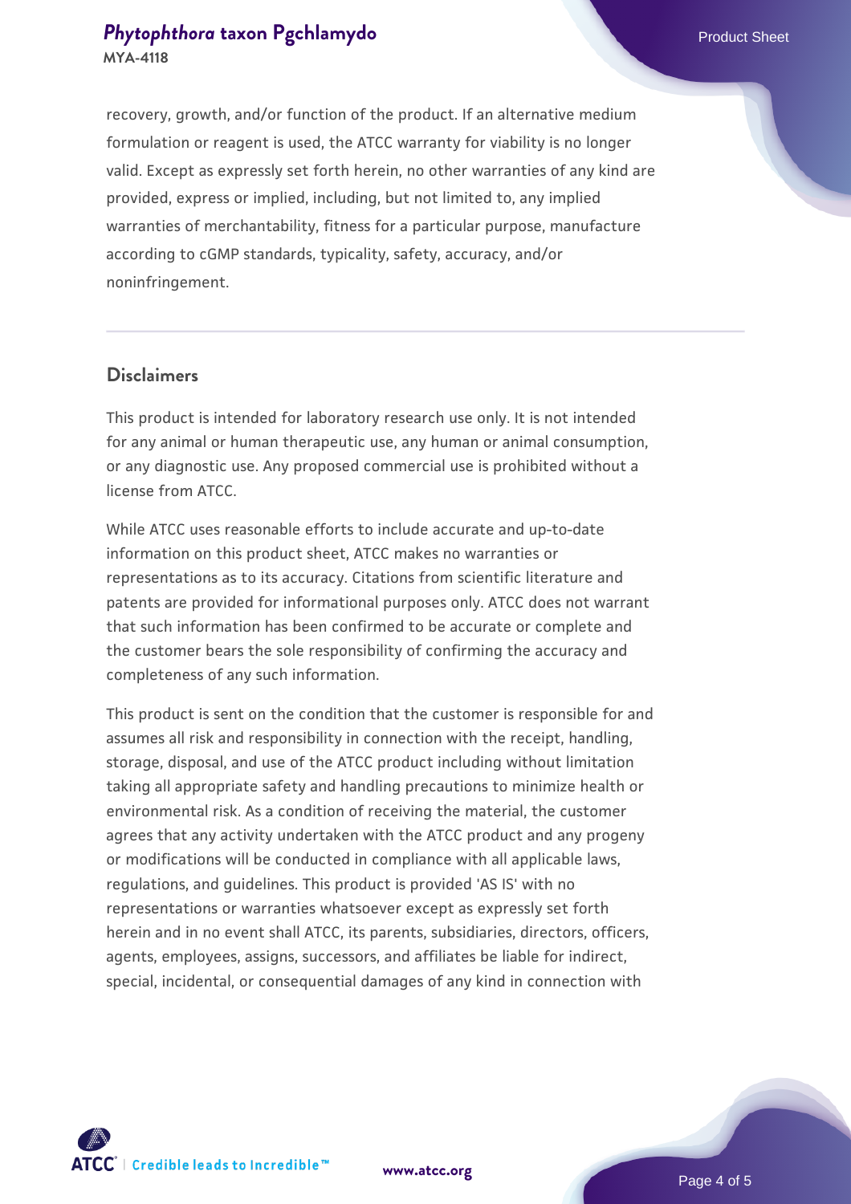recovery, growth, and/or function of the product. If an alternative medium formulation or reagent is used, the ATCC warranty for viability is no longer valid. Except as expressly set forth herein, no other warranties of any kind are provided, express or implied, including, but not limited to, any implied warranties of merchantability, fitness for a particular purpose, manufacture according to cGMP standards, typicality, safety, accuracy, and/or noninfringement.

## Disclaimers

This product is intended for laboratory research use only. It is not intended for any animal or human therapeutic use, any human or animal consumption, or any diagnostic use. Any proposed commercial use is prohibited without a license from ATCC.

While ATCC uses reasonable efforts to include accurate and up-to-date information on this product sheet, ATCC makes no warranties or representations as to its accuracy. Citations from scientific literature and patents are provided for informational purposes only. ATCC does not warrant that such information has been confirmed to be accurate or complete and the customer bears the sole responsibility of confirming the accuracy and completeness of any such information.

This product is sent on the condition that the customer is responsible for and assumes all risk and responsibility in connection with the receipt, handling, storage, disposal, and use of the ATCC product including without limitation taking all appropriate safety and handling precautions to minimize health or environmental risk. As a condition of receiving the material, the customer agrees that any activity undertaken with the ATCC product and any progeny or modifications will be conducted in compliance with all applicable laws, regulations, and guidelines. This product is provided 'AS IS' with no representations or warranties whatsoever except as expressly set forth herein and in no event shall ATCC, its parents, subsidiaries, directors, officers, agents, employees, assigns, successors, and affiliates be liable for indirect, special, incidental, or consequential damages of any kind in connection with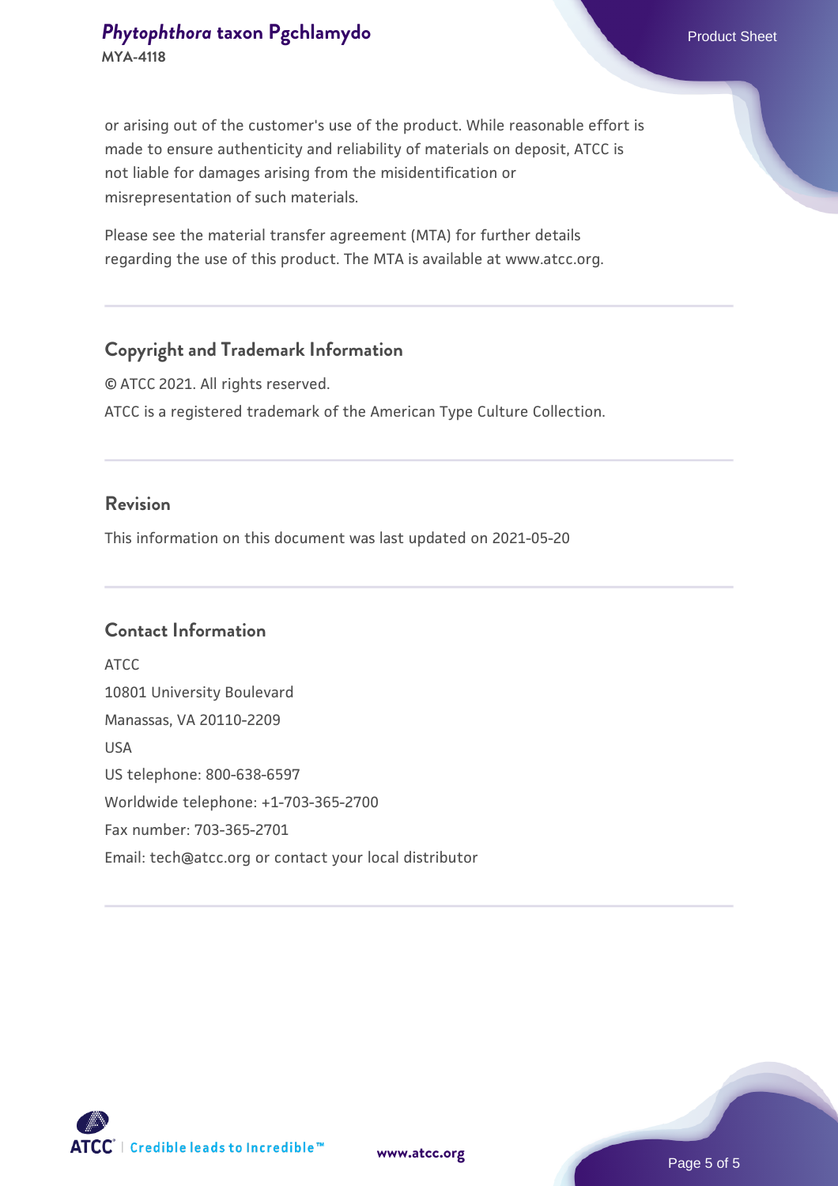or arising out of the customer's use of the product. While reasonable effort is made to ensure authenticity and reliability of materials on deposit, ATCC is not liable for damages arising from the misidentification or misrepresentation of such materials.

Please see the material transfer agreement (MTA) for further details regarding the use of this product. The MTA is available at www.atcc.org.

## Copyright and Trademark Information

© ATCC 2021. All rights reserved.

ATCC is a registered trademark of the American Type Culture Collection.

## Revision

This information on this document was last updated on 2021-05-20

## Contact Information

ATCC
10801 University Boulevard
Manassas, VA 20110-2209
USA
US telephone: 800-638-6597
Worldwide telephone: +1-703-365-2700
Fax number: 703-365-2701
Email: tech@atcc.org or contact your local distributor